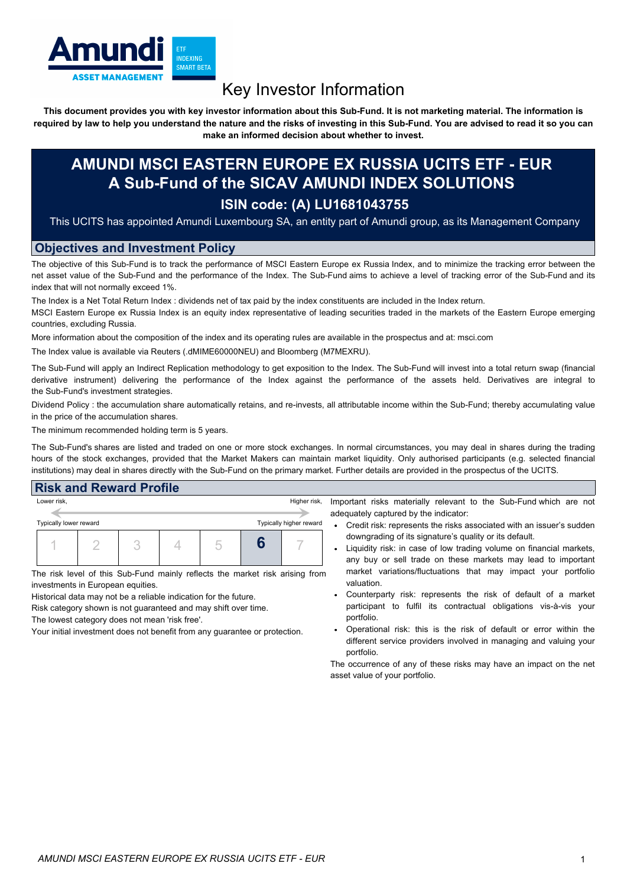# Key Investor Information

**This document provides you with key investor information about this Sub-Fund. It is not marketing material. The information is required by law to help you understand the nature and the risks of investing in this Sub-Fund. You are advised to read it so you can make an informed decision about whether to invest.**

# AMUNDI MSCI EASTERN EUROPE EX RUSSIA UCITS ETF - EUR
# A Sub-Fund of the SICAV AMUNDI INDEX SOLUTIONS

### ISIN code: (A) LU1681043755

This UCITS has appointed Amundi Luxembourg SA, an entity part of Amundi group, as its Management Company

## Objectives and Investment Policy

The objective of this Sub-Fund is to track the performance of MSCI Eastern Europe ex Russia Index, and to minimize the tracking error between the net asset value of the Sub-Fund and the performance of the Index. The Sub-Fund aims to achieve a level of tracking error of the Sub-Fund and its index that will not normally exceed 1%.

The Index is a Net Total Return Index : dividends net of tax paid by the index constituents are included in the Index return.

MSCI Eastern Europe ex Russia Index is an equity index representative of leading securities traded in the markets of the Eastern Europe emerging countries, excluding Russia.

More information about the composition of the index and its operating rules are available in the prospectus and at: msci.com

The Index value is available via Reuters (.dMIME60000NEU) and Bloomberg (M7MEXRU).

The Sub-Fund will apply an Indirect Replication methodology to get exposition to the Index. The Sub-Fund will invest into a total return swap (financial derivative instrument) delivering the performance of the Index against the performance of the assets held. Derivatives are integral to the Sub-Fund's investment strategies.

Dividend Policy : the accumulation share automatically retains, and re-invests, all attributable income within the Sub-Fund; thereby accumulating value in the price of the accumulation shares.

The minimum recommended holding term is 5 years.

The Sub-Fund's shares are listed and traded on one or more stock exchanges. In normal circumstances, you may deal in shares during the trading hours of the stock exchanges, provided that the Market Makers can maintain market liquidity. Only authorised participants (e.g. selected financial institutions) may deal in shares directly with the Sub-Fund on the primary market. Further details are provided in the prospectus of the UCITS.

## Risk and Reward Profile

| Lower risk, | | | | | | Higher risk, |
|---|---|---|---|---|---|---|
| Typically lower reward | | | | | | Typically higher reward |
| 1 | 2 | 3 | 4 | 5 | **6** | 7 |

The risk level of this Sub-Fund mainly reflects the market risk arising from investments in European equities.

Historical data may not be a reliable indication for the future.

Risk category shown is not guaranteed and may shift over time.

The lowest category does not mean 'risk free'.

Your initial investment does not benefit from any guarantee or protection.

Important risks materially relevant to the Sub-Fund which are not adequately captured by the indicator:

- Credit risk: represents the risks associated with an issuer's sudden downgrading of its signature's quality or its default.
- Liquidity risk: in case of low trading volume on financial markets, any buy or sell trade on these markets may lead to important market variations/fluctuations that may impact your portfolio valuation.
- Counterparty risk: represents the risk of default of a market participant to fulfil its contractual obligations vis-à-vis your portfolio.
- Operational risk: this is the risk of default or error within the different service providers involved in managing and valuing your portfolio.

The occurrence of any of these risks may have an impact on the net asset value of your portfolio.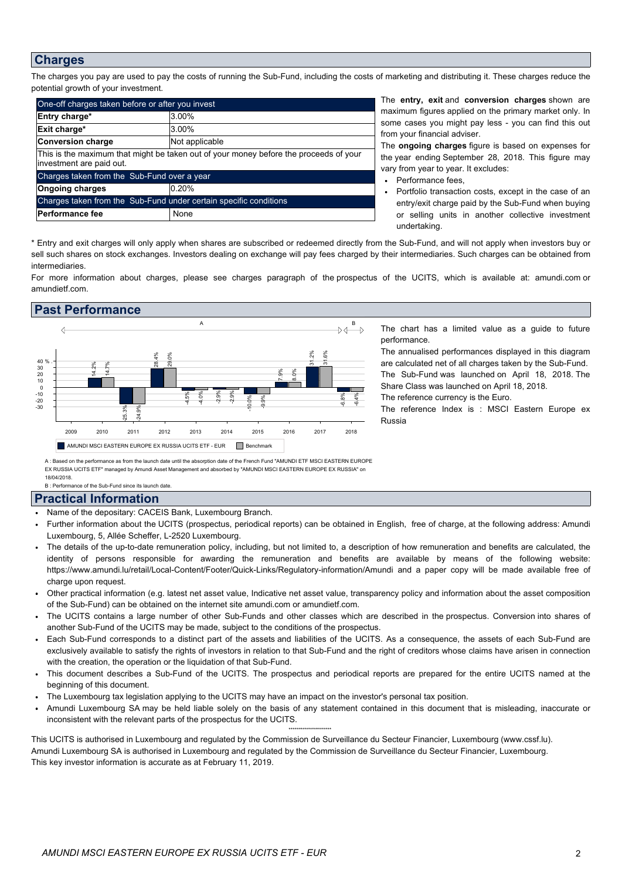## Charges

The charges you pay are used to pay the costs of running the Sub-Fund, including the costs of marketing and distributing it. These charges reduce the potential growth of your investment.

| One-off charges taken before or after you invest | |
|---|---|
| **Entry charge*** | 3.00% |
| **Exit charge*** | 3.00% |
| **Conversion charge** | Not applicable |
| This is the maximum that might be taken out of your money before the proceeds of your investment are paid out. | |
| Charges taken from the Sub-Fund over a year | |
| **Ongoing charges** | 0.20% |
| Charges taken from the Sub-Fund under certain specific conditions | |
| **Performance fee** | None |

The **entry, exit** and **conversion charges** shown are maximum figures applied on the primary market only. In some cases you might pay less - you can find this out from your financial adviser.

The **ongoing charges** figure is based on expenses for the year ending September 28, 2018. This figure may vary from year to year. It excludes:

- Performance fees,
- Portfolio transaction costs, except in the case of an entry/exit charge paid by the Sub-Fund when buying or selling units in another collective investment undertaking.

* Entry and exit charges will only apply when shares are subscribed or redeemed directly from the Sub-Fund, and will not apply when investors buy or sell such shares on stock exchanges. Investors dealing on exchange will pay fees charged by their intermediaries. Such charges can be obtained from intermediaries.

For more information about charges, please see charges paragraph of the prospectus of the UCITS, which is available at: amundi.com or amundietf.com.

## Past Performance

A

B

40 %
30
20
10
0
-10
-20
-30

14.2% 14.7%
-25.3% -24.9%
28.4% 29.0%
-4.5% -4.0%
-2.9% -2.9%
-10.0% -9.9%
7.9% 8.0%
31.2% 31.6%
-6.8% -6.4%

2009 2010 2011 2012 2013 2014 2015 2016 2017 2018

AMUNDI MSCI EASTERN EUROPE EX RUSSIA UCITS ETF - EUR
Benchmark

A : Based on the performance as from the launch date until the absorption date of the French Fund "AMUNDI ETF MSCI EASTERN EUROPE EX RUSSIA UCITS ETF" managed by Amundi Asset Management and absorbed by "AMUNDI MSCI EASTERN EUROPE EX RUSSIA" on 18/04/2018.

B : Performance of the Sub-Fund since its launch date.

The chart has a limited value as a guide to future performance.

The annualised performances displayed in this diagram are calculated net of all charges taken by the Sub-Fund.

The Sub-Fund was launched on April 18, 2018. The Share Class was launched on April 18, 2018.

The reference currency is the Euro.

The reference Index is : MSCI Eastern Europe ex Russia

## Practical Information

- Name of the depositary: CACEIS Bank, Luxembourg Branch.
- Further information about the UCITS (prospectus, periodical reports) can be obtained in English, free of charge, at the following address: Amundi Luxembourg, 5, Allée Scheffer, L-2520 Luxembourg.
- The details of the up-to-date remuneration policy, including, but not limited to, a description of how remuneration and benefits are calculated, the identity of persons responsible for awarding the remuneration and benefits are available by means of the following website: https://www.amundi.lu/retail/Local-Content/Footer/Quick-Links/Regulatory-information/Amundi and a paper copy will be made available free of charge upon request.
- Other practical information (e.g. latest net asset value, Indicative net asset value, transparency policy and information about the asset composition of the Sub-Fund) can be obtained on the internet site amundi.com or amundietf.com.
- The UCITS contains a large number of other Sub-Funds and other classes which are described in the prospectus. Conversion into shares of another Sub-Fund of the UCITS may be made, subject to the conditions of the prospectus.
- Each Sub-Fund corresponds to a distinct part of the assets and liabilities of the UCITS. As a consequence, the assets of each Sub-Fund are exclusively available to satisfy the rights of investors in relation to that Sub-Fund and the right of creditors whose claims have arisen in connection with the creation, the operation or the liquidation of that Sub-Fund.
- This document describes a Sub-Fund of the UCITS. The prospectus and periodical reports are prepared for the entire UCITS named at the beginning of this document.
- The Luxembourg tax legislation applying to the UCITS may have an impact on the investor's personal tax position.
- Amundi Luxembourg SA may be held liable solely on the basis of any statement contained in this document that is misleading, inaccurate or inconsistent with the relevant parts of the prospectus for the UCITS.

This UCITS is authorised in Luxembourg and regulated by the Commission de Surveillance du Secteur Financier, Luxembourg (www.cssf.lu).
Amundi Luxembourg SA is authorised in Luxembourg and regulated by the Commission de Surveillance du Secteur Financier, Luxembourg.
This key investor information is accurate as at February 11, 2019.